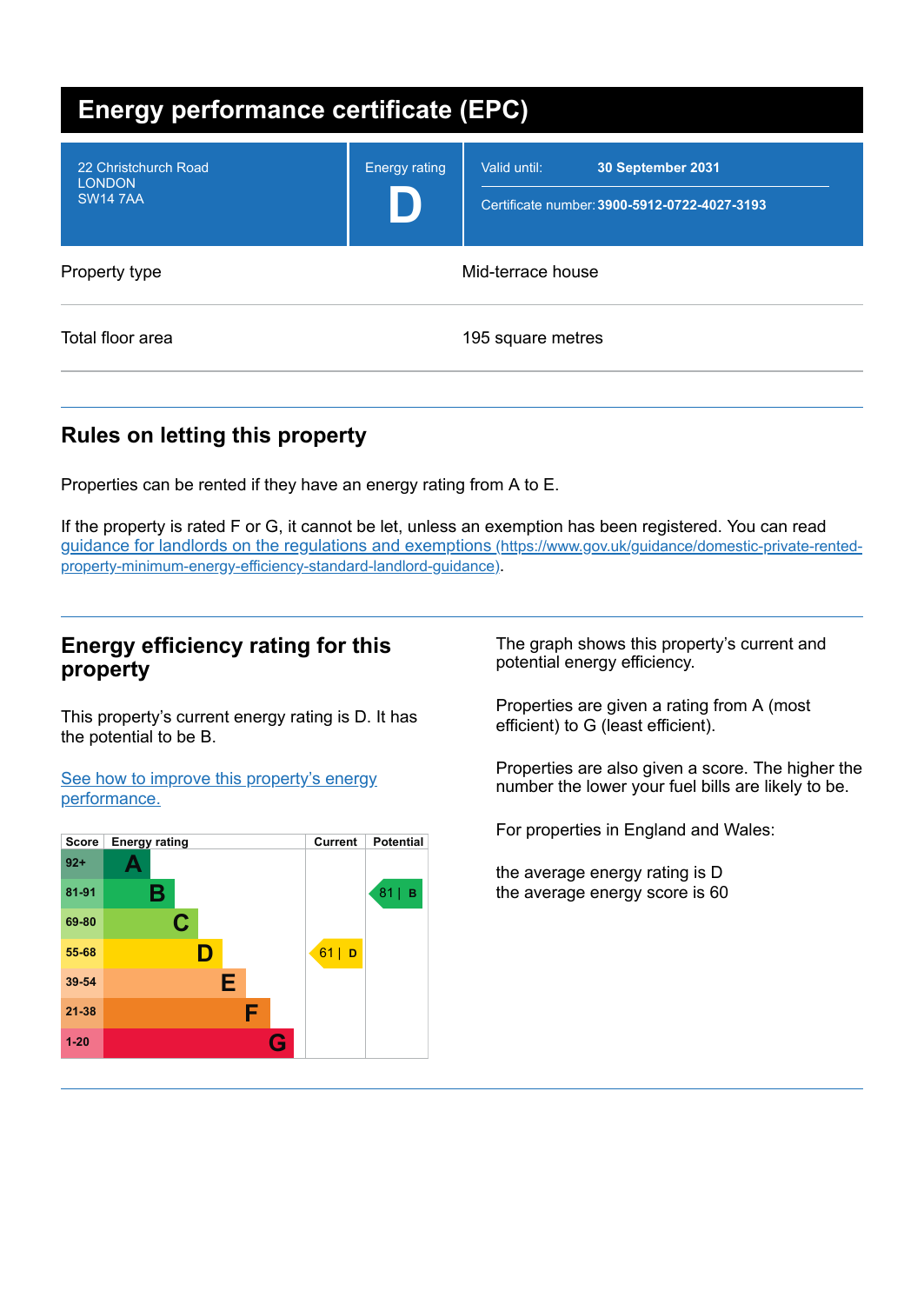# Energy performance certificate (EPC)

| 22 Christchurch Road<br>LONDON<br>SW14 7AA | Energy rating<br>**D** | Valid until: **30 September 2031**<br>Certificate number: **3900-5912-0722-4027-3193** |
|---|---|---|

| Property type | Mid-terrace house |
|---|---|
| Total floor area | 195 square metres |

## Rules on letting this property

Properties can be rented if they have an energy rating from A to E.

If the property is rated F or G, it cannot be let, unless an exemption has been registered. You can read [guidance for landlords on the regulations and exemptions (https://www.gov.uk/guidance/domestic-private-rented-property-minimum-energy-efficiency-standard-landlord-guidance)](https://www.gov.uk/guidance/domestic-private-rented-property-minimum-energy-efficiency-standard-landlord-guidance).

## Energy efficiency rating for this property

This property's current energy rating is D. It has the potential to be B.

[See how to improve this property's energy performance.]()

| Score | Energy rating | Current | Potential |
|---|---|---|---|
| 92+ | A | | |
| 81-91 | B | | 81 \| B |
| 69-80 | C | | |
| 55-68 | D | 61 \| D | |
| 39-54 | E | | |
| 21-38 | F | | |
| 1-20 | G | | |

The graph shows this property's current and potential energy efficiency.

Properties are given a rating from A (most efficient) to G (least efficient).

Properties are also given a score. The higher the number the lower your fuel bills are likely to be.

For properties in England and Wales:

the average energy rating is D
the average energy score is 60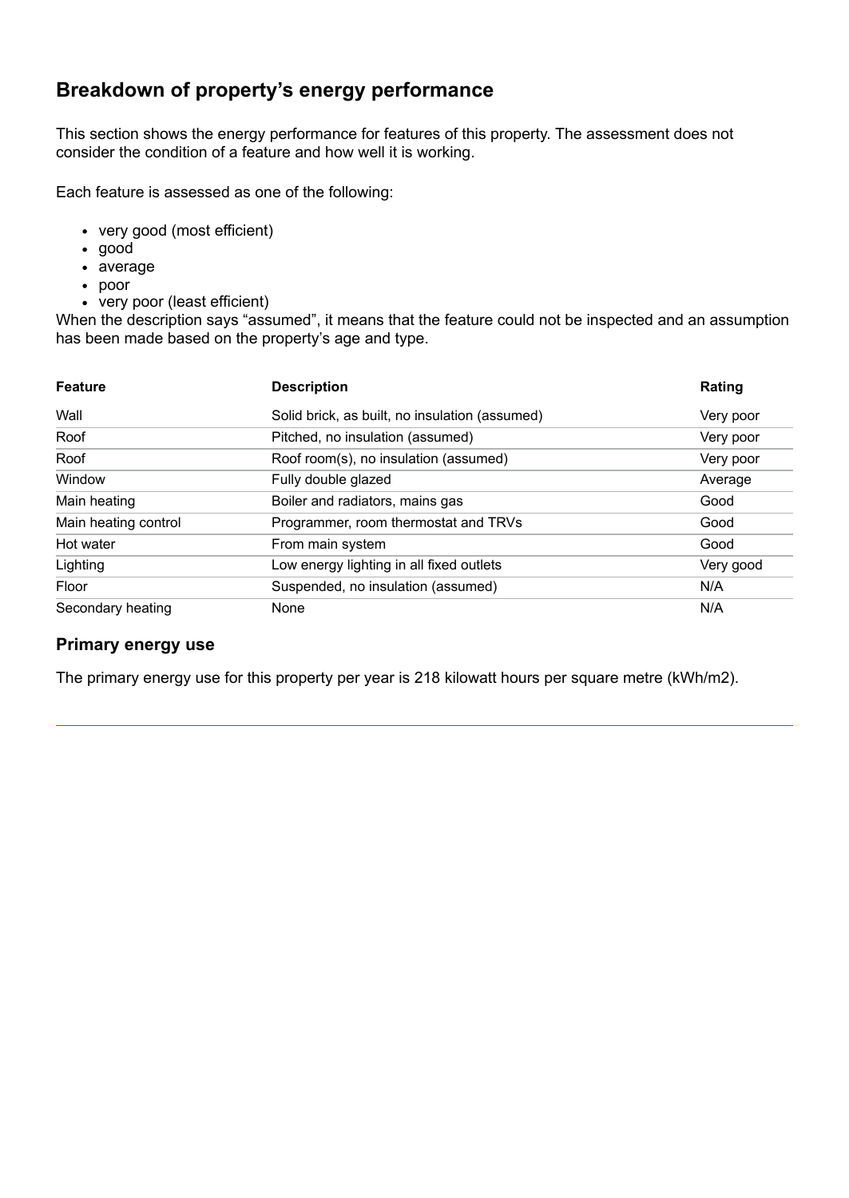## Breakdown of property's energy performance

This section shows the energy performance for features of this property. The assessment does not consider the condition of a feature and how well it is working.

Each feature is assessed as one of the following:

- very good (most efficient)
- good
- average
- poor
- very poor (least efficient)

When the description says "assumed", it means that the feature could not be inspected and an assumption has been made based on the property's age and type.

| Feature | Description | Rating |
| --- | --- | --- |
| Wall | Solid brick, as built, no insulation (assumed) | Very poor |
| Roof | Pitched, no insulation (assumed) | Very poor |
| Roof | Roof room(s), no insulation (assumed) | Very poor |
| Window | Fully double glazed | Average |
| Main heating | Boiler and radiators, mains gas | Good |
| Main heating control | Programmer, room thermostat and TRVs | Good |
| Hot water | From main system | Good |
| Lighting | Low energy lighting in all fixed outlets | Very good |
| Floor | Suspended, no insulation (assumed) | N/A |
| Secondary heating | None | N/A |

### Primary energy use

The primary energy use for this property per year is 218 kilowatt hours per square metre (kWh/m2).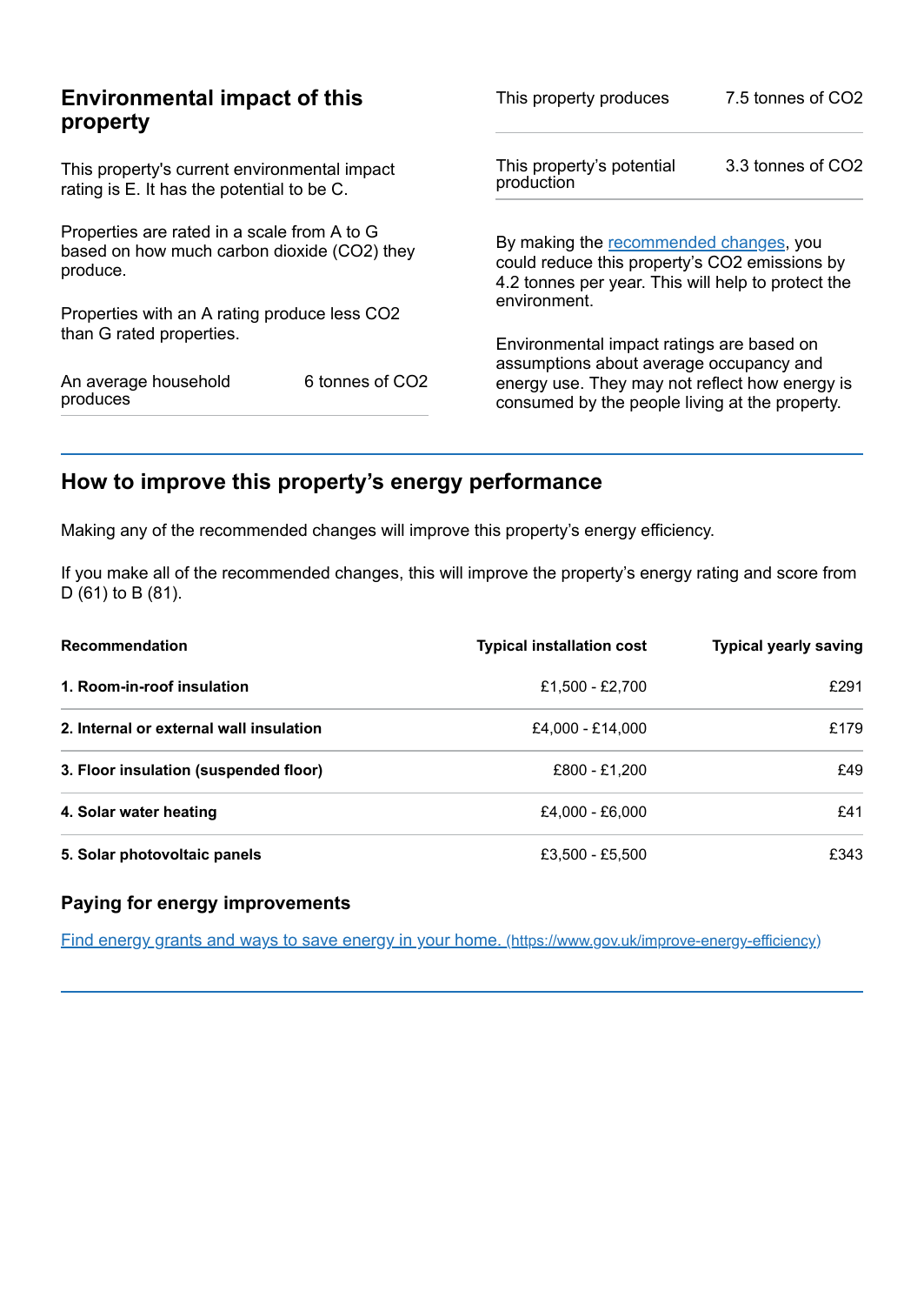## Environmental impact of this property

This property's current environmental impact rating is E. It has the potential to be C.

Properties are rated in a scale from A to G based on how much carbon dioxide ($CO_2$) they produce.

Properties with an A rating produce less $CO_2$ than G rated properties.

| | |
|---|---|
| An average household produces | 6 tonnes of $CO_2$ |
| This property produces | 7.5 tonnes of $CO_2$ |
| This property's potential production | 3.3 tonnes of $CO_2$ |

By making the recommended changes, you could reduce this property's $CO_2$ emissions by 4.2 tonnes per year. This will help to protect the environment.

Environmental impact ratings are based on assumptions about average occupancy and energy use. They may not reflect how energy is consumed by the people living at the property.

## How to improve this property's energy performance

Making any of the recommended changes will improve this property's energy efficiency.

If you make all of the recommended changes, this will improve the property's energy rating and score from D (61) to B (81).

| Recommendation | Typical installation cost | Typical yearly saving |
|---|---|---|
| **1. Room-in-roof insulation** | £1,500 - £2,700 | £291 |
| **2. Internal or external wall insulation** | £4,000 - £14,000 | £179 |
| **3. Floor insulation (suspended floor)** | £800 - £1,200 | £49 |
| **4. Solar water heating** | £4,000 - £6,000 | £41 |
| **5. Solar photovoltaic panels** | £3,500 - £5,500 | £343 |

### Paying for energy improvements

[Find energy grants and ways to save energy in your home. (https://www.gov.uk/improve-energy-efficiency)](https://www.gov.uk/improve-energy-efficiency)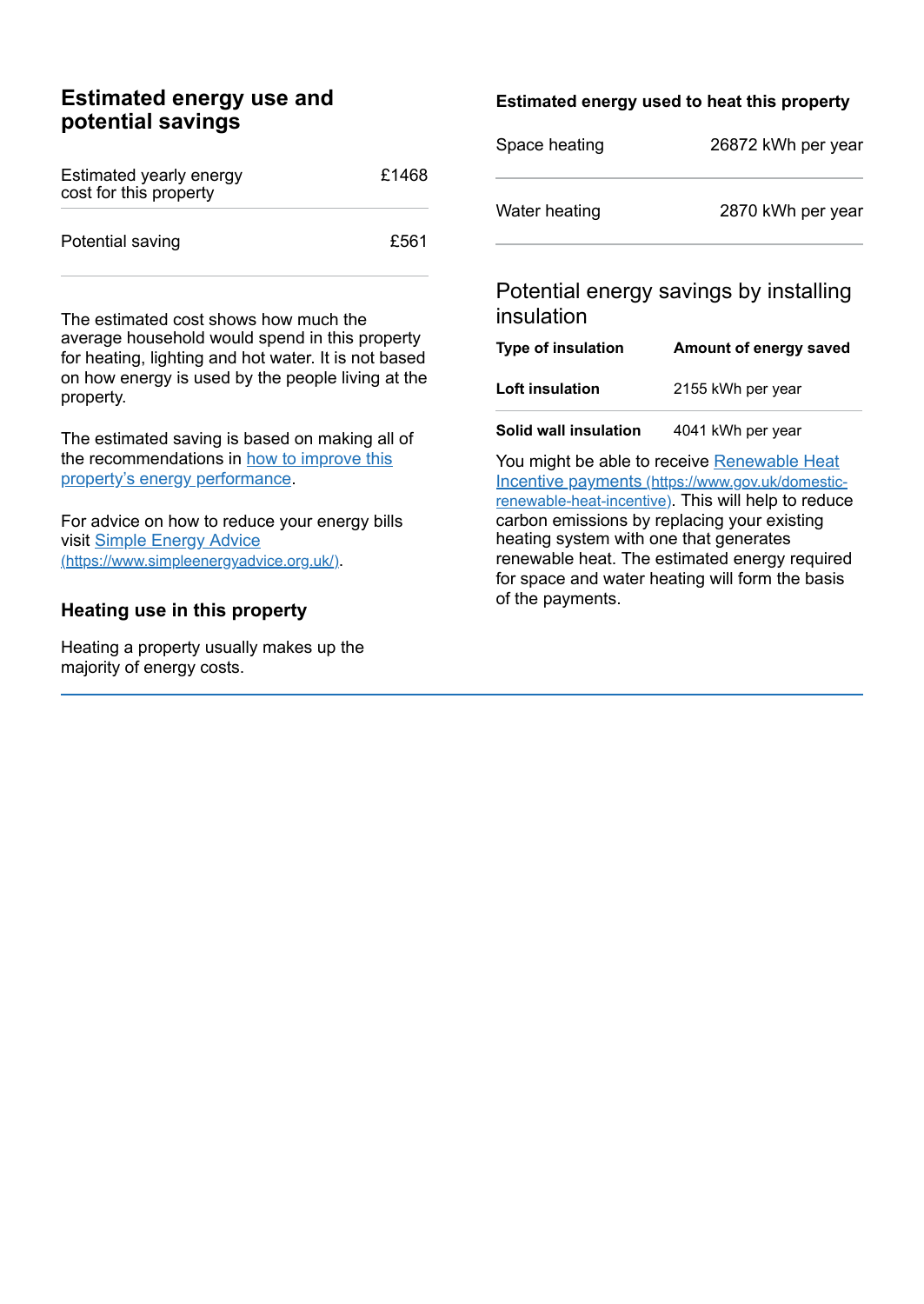## Estimated energy use and potential savings

| | |
|---|---|
| Estimated yearly energy cost for this property | £1468 |
| Potential saving | £561 |

The estimated cost shows how much the average household would spend in this property for heating, lighting and hot water. It is not based on how energy is used by the people living at the property.

The estimated saving is based on making all of the recommendations in [how to improve this property's energy performance](#).

For advice on how to reduce your energy bills visit [Simple Energy Advice (https://www.simpleenergyadvice.org.uk/)](https://www.simpleenergyadvice.org.uk/).

### Heating use in this property

Heating a property usually makes up the majority of energy costs.

### Estimated energy used to heat this property

| | |
|---|---|
| Space heating | 26872 kWh per year |
| Water heating | 2870 kWh per year |

### Potential energy savings by installing insulation

| Type of insulation | Amount of energy saved |
|---|---|
| **Loft insulation** | 2155 kWh per year |
| **Solid wall insulation** | 4041 kWh per year |

You might be able to receive [Renewable Heat Incentive payments (https://www.gov.uk/domestic-renewable-heat-incentive)](https://www.gov.uk/domestic-renewable-heat-incentive). This will help to reduce carbon emissions by replacing your existing heating system with one that generates renewable heat. The estimated energy required for space and water heating will form the basis of the payments.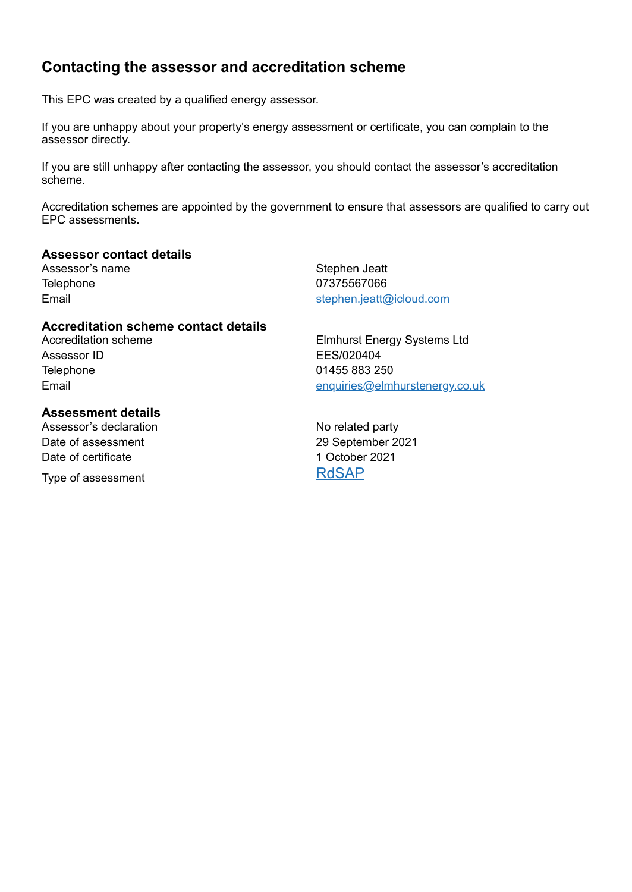## Contacting the assessor and accreditation scheme

This EPC was created by a qualified energy assessor.

If you are unhappy about your property's energy assessment or certificate, you can complain to the assessor directly.

If you are still unhappy after contacting the assessor, you should contact the assessor's accreditation scheme.

Accreditation schemes are appointed by the government to ensure that assessors are qualified to carry out EPC assessments.

### Assessor contact details

| | |
|---|---|
| Assessor's name | Stephen Jeatt |
| Telephone | 07375567066 |
| Email | stephen.jeatt@icloud.com |

### Accreditation scheme contact details

| | |
|---|---|
| Accreditation scheme | Elmhurst Energy Systems Ltd |
| Assessor ID | EES/020404 |
| Telephone | 01455 883 250 |
| Email | enquiries@elmhurstenergy.co.uk |

### Assessment details

| | |
|---|---|
| Assessor's declaration | No related party |
| Date of assessment | 29 September 2021 |
| Date of certificate | 1 October 2021 |
| Type of assessment | RdSAP |